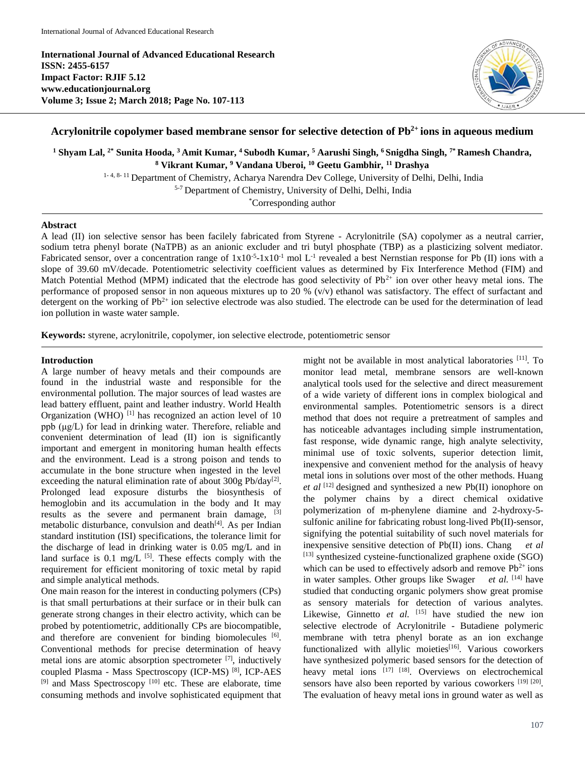# Acrylonitrile copolymer based membrane sensor for selective detection of $Pb^{2+}$ ions in aqueous medium

**[1] Shyam Lal, [2*] Sunita Hooda, [3] Amit Kumar, [4] Subodh Kumar, [5] Aarushi Singh, [6] Snigdha Singh, [7*] Ramesh Chandra, [8] Vikrant Kumar, [9] Vandana Uberoi, [10] Geetu Gambhir, [11] Drashya**

[1-4, 8-11] Department of Chemistry, Acharya Narendra Dev College, University of Delhi, Delhi, India

[5-7] Department of Chemistry, University of Delhi, Delhi, India

*Corresponding author

## Abstract

A lead (II) ion selective sensor has been facilely fabricated from Styrene - Acrylonitrile (SA) copolymer as a neutral carrier, sodium tetra phenyl borate (NaTPB) as an anionic excluder and tri butyl phosphate (TBP) as a plasticizing solvent mediator. Fabricated sensor, over a concentration range of $1x10^{-5}$-$1x10^{-1}$ mol $L^{-1}$ revealed a best Nernstian response for Pb (II) ions with a slope of 39.60 mV/decade. Potentiometric selectivity coefficient values as determined by Fix Interference Method (FIM) and Match Potential Method (MPM) indicated that the electrode has good selectivity of $Pb^{2+}$ ion over other heavy metal ions. The performance of proposed sensor in non aqueous mixtures up to 20 % (v/v) ethanol was satisfactory. The effect of surfactant and detergent on the working of $Pb^{2+}$ ion selective electrode was also studied. The electrode can be used for the determination of lead ion pollution in waste water sample.

**Keywords:** styrene, acrylonitrile, copolymer, ion selective electrode, potentiometric sensor

## Introduction

A large number of heavy metals and their compounds are found in the industrial waste and responsible for the environmental pollution. The major sources of lead wastes are lead battery effluent, paint and leather industry. World Health Organization (WHO) [1] has recognized an action level of 10 ppb (µg/L) for lead in drinking water. Therefore, reliable and convenient determination of lead (II) ion is significantly important and emergent in monitoring human health effects and the environment. Lead is a strong poison and tends to accumulate in the bone structure when ingested in the level exceeding the natural elimination rate of about 300g Pb/day[2]. Prolonged lead exposure disturbs the biosynthesis of hemoglobin and its accumulation in the body and It may results as the severe and permanent brain damage, [3] metabolic disturbance, convulsion and death[4]. As per Indian standard institution (ISI) specifications, the tolerance limit for the discharge of lead in drinking water is 0.05 mg/L and in land surface is 0.1 mg/L [5]. These effects comply with the requirement for efficient monitoring of toxic metal by rapid and simple analytical methods.

One main reason for the interest in conducting polymers (CPs) is that small perturbations at their surface or in their bulk can generate strong changes in their electro activity, which can be probed by potentiometric, additionally CPs are biocompatible, and therefore are convenient for binding biomolecules [6]. Conventional methods for precise determination of heavy metal ions are atomic absorption spectrometer [7], inductively coupled Plasma - Mass Spectroscopy (ICP-MS) [8], ICP-AES [9] and Mass Spectroscopy [10] etc. These are elaborate, time consuming methods and involve sophisticated equipment that might not be available in most analytical laboratories [11]. To monitor lead metal, membrane sensors are well-known analytical tools used for the selective and direct measurement of a wide variety of different ions in complex biological and environmental samples. Potentiometric sensors is a direct method that does not require a pretreatment of samples and has noticeable advantages including simple instrumentation, fast response, wide dynamic range, high analyte selectivity, minimal use of toxic solvents, superior detection limit, inexpensive and convenient method for the analysis of heavy metal ions in solutions over most of the other methods. Huang *et al* [12] designed and synthesized a new Pb(II) ionophore on the polymer chains by a direct chemical oxidative polymerization of m-phenylene diamine and 2-hydroxy-5-sulfonic aniline for fabricating robust long-lived Pb(II)-sensor, signifying the potential suitability of such novel materials for inexpensive sensitive detection of Pb(II) ions. Chang *et al* [13] synthesized cysteine-functionalized graphene oxide (SGO) which can be used to effectively adsorb and remove $Pb^{2+}$ ions in water samples. Other groups like Swager *et al.* [14] have studied that conducting organic polymers show great promise as sensory materials for detection of various analytes. Likewise, Ginnetto *et al.* [15] have studied the new ion selective electrode of Acrylonitrile - Butadiene polymeric membrane with tetra phenyl borate as an ion exchange functionalized with allylic moieties[16]. Various coworkers have synthesized polymeric based sensors for the detection of heavy metal ions [17] [18]. Overviews on electrochemical sensors have also been reported by various coworkers [19] [20]. The evaluation of heavy metal ions in ground water as well as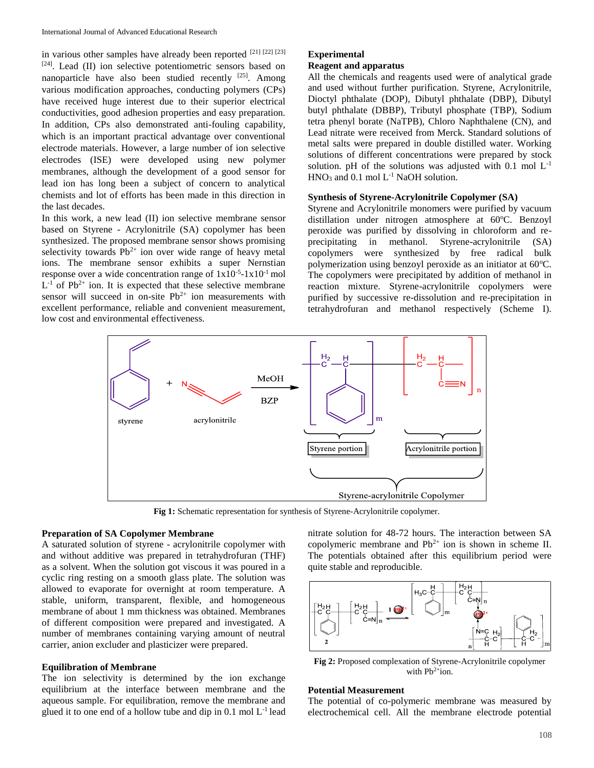in various other samples have already been reported [21] [22] [23] [24]. Lead (II) ion selective potentiometric sensors based on nanoparticle have also been studied recently [25]. Among various modification approaches, conducting polymers (CPs) have received huge interest due to their superior electrical conductivities, good adhesion properties and easy preparation. In addition, CPs also demonstrated anti-fouling capability, which is an important practical advantage over conventional electrode materials. However, a large number of ion selective electrodes (ISE) were developed using new polymer membranes, although the development of a good sensor for lead ion has long been a subject of concern to analytical chemists and lot of efforts has been made in this direction in the last decades.

In this work, a new lead (II) ion selective membrane sensor based on Styrene - Acrylonitrile (SA) copolymer has been synthesized. The proposed membrane sensor shows promising selectivity towards $Pb^{2+}$ ion over wide range of heavy metal ions. The membrane sensor exhibits a super Nernstian response over a wide concentration range of $1x10^{-5}$-$1x10^{-1}$ mol $L^{-1}$ of $Pb^{2+}$ ion. It is expected that these selective membrane sensor will succeed in on-site $Pb^{2+}$ ion measurements with excellent performance, reliable and convenient measurement, low cost and environmental effectiveness.

## Experimental

### Reagent and apparatus

All the chemicals and reagents used were of analytical grade and used without further purification. Styrene, Acrylonitrile, Dioctyl phthalate (DOP), Dibutyl phthalate (DBP), Dibutyl butyl phthalate (DBBP), Tributyl phosphate (TBP), Sodium tetra phenyl borate (NaTPB), Chloro Naphthalene (CN), and Lead nitrate were received from Merck. Standard solutions of metal salts were prepared in double distilled water. Working solutions of different concentrations were prepared by stock solution. pH of the solutions was adjusted with 0.1 mol $L^{-1}$ $HNO_3$ and 0.1 mol $L^{-1}$ NaOH solution.

### Synthesis of Styrene-Acrylonitrile Copolymer (SA)

Styrene and Acrylonitrile monomers were purified by vacuum distillation under nitrogen atmosphere at 60°C. Benzoyl peroxide was purified by dissolving in chloroform and re-precipitating in methanol. Styrene-acrylonitrile (SA) copolymers were synthesized by free radical bulk polymerization using benzoyl peroxide as an initiator at 60°C. The copolymers were precipitated by addition of methanol in reaction mixture. Styrene-acrylonitrile copolymers were purified by successive re-dissolution and re-precipitation in tetrahydrofuran and methanol respectively (Scheme I).

**Fig 1:** Schematic representation for synthesis of Styrene-Acrylonitrile copolymer.

### Preparation of SA Copolymer Membrane

A saturated solution of styrene - acrylonitrile copolymer with and without additive was prepared in tetrahydrofuran (THF) as a solvent. When the solution got viscous it was poured in a cyclic ring resting on a smooth glass plate. The solution was allowed to evaporate for overnight at room temperature. A stable, uniform, transparent, flexible, and homogeneous membrane of about 1 mm thickness was obtained. Membranes of different composition were prepared and investigated. A number of membranes containing varying amount of neutral carrier, anion excluder and plasticizer were prepared.

### Equilibration of Membrane

The ion selectivity is determined by the ion exchange equilibrium at the interface between membrane and the aqueous sample. For equilibration, remove the membrane and glued it to one end of a hollow tube and dip in 0.1 mol $L^{-1}$ lead nitrate solution for 48-72 hours. The interaction between SA copolymeric membrane and $Pb^{2+}$ ion is shown in scheme II. The potentials obtained after this equilibrium period were quite stable and reproducible.

**Fig 2:** Proposed complexation of Styrene-Acrylonitrile copolymer with $Pb^{2+}$ion.

### Potential Measurement

The potential of co-polymeric membrane was measured by electrochemical cell. All the membrane electrode potential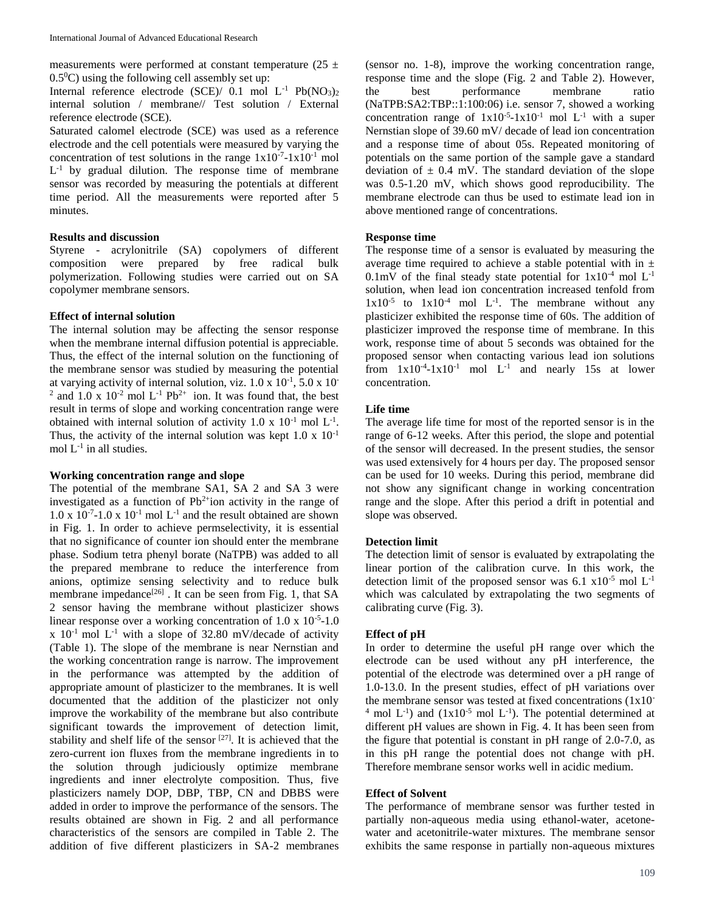measurements were performed at constant temperature (25 ± $0.5^0$C) using the following cell assembly set up:

Internal reference electrode (SCE)/ 0.1 mol $L^{-1}$ $Pb(NO_3)_2$ internal solution / membrane// Test solution / External reference electrode (SCE).

Saturated calomel electrode (SCE) was used as a reference electrode and the cell potentials were measured by varying the concentration of test solutions in the range $1x10^{-7}$-$1x10^{-1}$ mol $L^{-1}$ by gradual dilution. The response time of membrane sensor was recorded by measuring the potentials at different time period. All the measurements were reported after 5 minutes.

**Results and discussion**

Styrene - acrylonitrile (SA) copolymers of different composition were prepared by free radical bulk polymerization. Following studies were carried out on SA copolymer membrane sensors.

**Effect of internal solution**

The internal solution may be affecting the sensor response when the membrane internal diffusion potential is appreciable. Thus, the effect of the internal solution on the functioning of the membrane sensor was studied by measuring the potential at varying activity of internal solution, viz. 1.0 x $10^{-1}$, 5.0 x $10^{-2}$ and 1.0 x $10^{-2}$ mol $L^{-1}$ $Pb^{2+}$ ion. It was found that, the best result in terms of slope and working concentration range were obtained with internal solution of activity 1.0 x $10^{-1}$ mol $L^{-1}$. Thus, the activity of the internal solution was kept 1.0 x $10^{-1}$ mol $L^{-1}$ in all studies.

**Working concentration range and slope**

The potential of the membrane SA1, SA 2 and SA 3 were investigated as a function of $Pb^{2+}$ion activity in the range of 1.0 x $10^{-7}$-1.0 x $10^{-1}$ mol $L^{-1}$ and the result obtained are shown in Fig. 1. In order to achieve permselectivity, it is essential that no significance of counter ion should enter the membrane phase. Sodium tetra phenyl borate (NaTPB) was added to all the prepared membrane to reduce the interference from anions, optimize sensing selectivity and to reduce bulk membrane impedance[26] . It can be seen from Fig. 1, that SA 2 sensor having the membrane without plasticizer shows linear response over a working concentration of 1.0 x $10^{-5}$-1.0 x $10^{-1}$ mol $L^{-1}$ with a slope of 32.80 mV/decade of activity (Table 1). The slope of the membrane is near Nernstian and the working concentration range is narrow. The improvement in the performance was attempted by the addition of appropriate amount of plasticizer to the membranes. It is well documented that the addition of the plasticizer not only improve the workability of the membrane but also contribute significant towards the improvement of detection limit, stability and shelf life of the sensor [27]. It is achieved that the zero-current ion fluxes from the membrane ingredients in to the solution through judiciously optimize membrane ingredients and inner electrolyte composition. Thus, five plasticizers namely DOP, DBP, TBP, CN and DBBS were added in order to improve the performance of the sensors. The results obtained are shown in Fig. 2 and all performance characteristics of the sensors are compiled in Table 2. The addition of five different plasticizers in SA-2 membranes (sensor no. 1-8), improve the working concentration range, response time and the slope (Fig. 2 and Table 2). However, the best performance membrane ratio (NaTPB:SA2:TBP::1:100:06) i.e. sensor 7, showed a working concentration range of $1x10^{-5}$-$1x10^{-1}$ mol $L^{-1}$ with a super Nernstian slope of 39.60 mV/ decade of lead ion concentration and a response time of about 05s. Repeated monitoring of potentials on the same portion of the sample gave a standard deviation of ± 0.4 mV. The standard deviation of the slope was 0.5-1.20 mV, which shows good reproducibility. The membrane electrode can thus be used to estimate lead ion in above mentioned range of concentrations.

**Response time**

The response time of a sensor is evaluated by measuring the average time required to achieve a stable potential with in ± 0.1mV of the final steady state potential for $1x10^{-4}$ mol $L^{-1}$ solution, when lead ion concentration increased tenfold from $1x10^{-5}$ to $1x10^{-4}$ mol $L^{-1}$. The membrane without any plasticizer exhibited the response time of 60s. The addition of plasticizer improved the response time of membrane. In this work, response time of about 5 seconds was obtained for the proposed sensor when contacting various lead ion solutions from $1x10^{-4}$-$1x10^{-1}$ mol $L^{-1}$ and nearly 15s at lower concentration.

**Life time**

The average life time for most of the reported sensor is in the range of 6-12 weeks. After this period, the slope and potential of the sensor will decreased. In the present studies, the sensor was used extensively for 4 hours per day. The proposed sensor can be used for 10 weeks. During this period, membrane did not show any significant change in working concentration range and the slope. After this period a drift in potential and slope was observed.

**Detection limit**

The detection limit of sensor is evaluated by extrapolating the linear portion of the calibration curve. In this work, the detection limit of the proposed sensor was 6.1 $x10^{-5}$ mol $L^{-1}$ which was calculated by extrapolating the two segments of calibrating curve (Fig. 3).

**Effect of pH**

In order to determine the useful pH range over which the electrode can be used without any pH interference, the potential of the electrode was determined over a pH range of 1.0-13.0. In the present studies, effect of pH variations over the membrane sensor was tested at fixed concentrations ($1x10^{-4}$ mol $L^{-1}$) and ($1x10^{-5}$ mol $L^{-1}$). The potential determined at different pH values are shown in Fig. 4. It has been seen from the figure that potential is constant in pH range of 2.0-7.0, as in this pH range the potential does not change with pH. Therefore membrane sensor works well in acidic medium.

**Effect of Solvent**

The performance of membrane sensor was further tested in partially non-aqueous media using ethanol-water, acetone-water and acetonitrile-water mixtures. The membrane sensor exhibits the same response in partially non-aqueous mixtures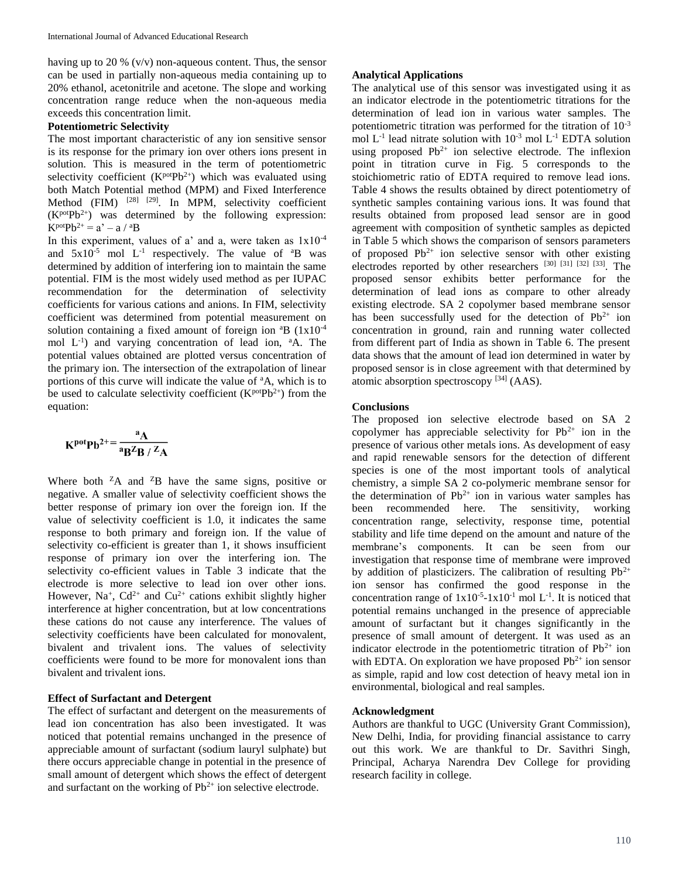having up to 20 % (v/v) non-aqueous content. Thus, the sensor can be used in partially non-aqueous media containing up to 20% ethanol, acetonitrile and acetone. The slope and working concentration range reduce when the non-aqueous media exceeds this concentration limit.

**Potentiometric Selectivity**

The most important characteristic of any ion sensitive sensor is its response for the primary ion over others ions present in solution. This is measured in the term of potentiometric selectivity coefficient ($K^{pot}Pb^{2+}$) which was evaluated using both Match Potential method (MPM) and Fixed Interference Method (FIM) [28] [29]. In MPM, selectivity coefficient ($K^{pot}Pb^{2+}$) was determined by the following expression: $K^{pot}Pb^{2+} = a' - a / {}^{a}B$

In this experiment, values of a' and a, were taken as $1x10^{-4}$ and $5x10^{-5}$ mol $L^{-1}$ respectively. The value of ${}^{a}B$ was determined by addition of interfering ion to maintain the same potential. FIM is the most widely used method as per IUPAC recommendation for the determination of selectivity coefficients for various cations and anions. In FIM, selectivity coefficient was determined from potential measurement on solution containing a fixed amount of foreign ion ${}^{a}B$ ($1x10^{-4}$ mol $L^{-1}$) and varying concentration of lead ion, ${}^{a}A$. The potential values obtained are plotted versus concentration of the primary ion. The intersection of the extrapolation of linear portions of this curve will indicate the value of ${}^{a}A$, which is to be used to calculate selectivity coefficient ($K^{pot}Pb^{2+}$) from the equation:

$$K^{pot}Pb^{2+} = \frac{{}^{a}A}{{}^{a}B^{Z}B / {}^{Z}A}$$

Where both ${}^{Z}A$ and ${}^{Z}B$ have the same signs, positive or negative. A smaller value of selectivity coefficient shows the better response of primary ion over the foreign ion. If the value of selectivity coefficient is 1.0, it indicates the same response to both primary and foreign ion. If the value of selectivity co-efficient is greater than 1, it shows insufficient response of primary ion over the interfering ion. The selectivity co-efficient values in Table 3 indicate that the electrode is more selective to lead ion over other ions. However, $Na^{+}$, $Cd^{2+}$ and $Cu^{2+}$ cations exhibit slightly higher interference at higher concentration, but at low concentrations these cations do not cause any interference. The values of selectivity coefficients have been calculated for monovalent, bivalent and trivalent ions. The values of selectivity coefficients were found to be more for monovalent ions than bivalent and trivalent ions.

**Effect of Surfactant and Detergent**

The effect of surfactant and detergent on the measurements of lead ion concentration has also been investigated. It was noticed that potential remains unchanged in the presence of appreciable amount of surfactant (sodium lauryl sulphate) but there occurs appreciable change in potential in the presence of small amount of detergent which shows the effect of detergent and surfactant on the working of $Pb^{2+}$ ion selective electrode.

**Analytical Applications**

The analytical use of this sensor was investigated using it as an indicator electrode in the potentiometric titrations for the determination of lead ion in various water samples. The potentiometric titration was performed for the titration of $10^{-3}$ mol $L^{-1}$ lead nitrate solution with $10^{-3}$ mol $L^{-1}$ EDTA solution using proposed $Pb^{2+}$ ion selective electrode. The inflexion point in titration curve in Fig. 5 corresponds to the stoichiometric ratio of EDTA required to remove lead ions. Table 4 shows the results obtained by direct potentiometry of synthetic samples containing various ions. It was found that results obtained from proposed lead sensor are in good agreement with composition of synthetic samples as depicted in Table 5 which shows the comparison of sensors parameters of proposed $Pb^{2+}$ ion selective sensor with other existing electrodes reported by other researchers [30] [31] [32] [33]. The proposed sensor exhibits better performance for the determination of lead ions as compare to other already existing electrode. SA 2 copolymer based membrane sensor has been successfully used for the detection of $Pb^{2+}$ ion concentration in ground, rain and running water collected from different part of India as shown in Table 6. The present data shows that the amount of lead ion determined in water by proposed sensor is in close agreement with that determined by atomic absorption spectroscopy [34] (AAS).

**Conclusions**

The proposed ion selective electrode based on SA 2 copolymer has appreciable selectivity for $Pb^{2+}$ ion in the presence of various other metals ions. As development of easy and rapid renewable sensors for the detection of different species is one of the most important tools of analytical chemistry, a simple SA 2 co-polymeric membrane sensor for the determination of $Pb^{2+}$ ion in various water samples has been recommended here. The sensitivity, working concentration range, selectivity, response time, potential stability and life time depend on the amount and nature of the membrane's components. It can be seen from our investigation that response time of membrane were improved by addition of plasticizers. The calibration of resulting $Pb^{2+}$ ion sensor has confirmed the good response in the concentration range of $1x10^{-5}$-$1x10^{-1}$ mol $L^{-1}$. It is noticed that potential remains unchanged in the presence of appreciable amount of surfactant but it changes significantly in the presence of small amount of detergent. It was used as an indicator electrode in the potentiometric titration of $Pb^{2+}$ ion with EDTA. On exploration we have proposed $Pb^{2+}$ ion sensor as simple, rapid and low cost detection of heavy metal ion in environmental, biological and real samples.

**Acknowledgment**

Authors are thankful to UGC (University Grant Commission), New Delhi, India, for providing financial assistance to carry out this work. We are thankful to Dr. Savithri Singh, Principal, Acharya Narendra Dev College for providing research facility in college.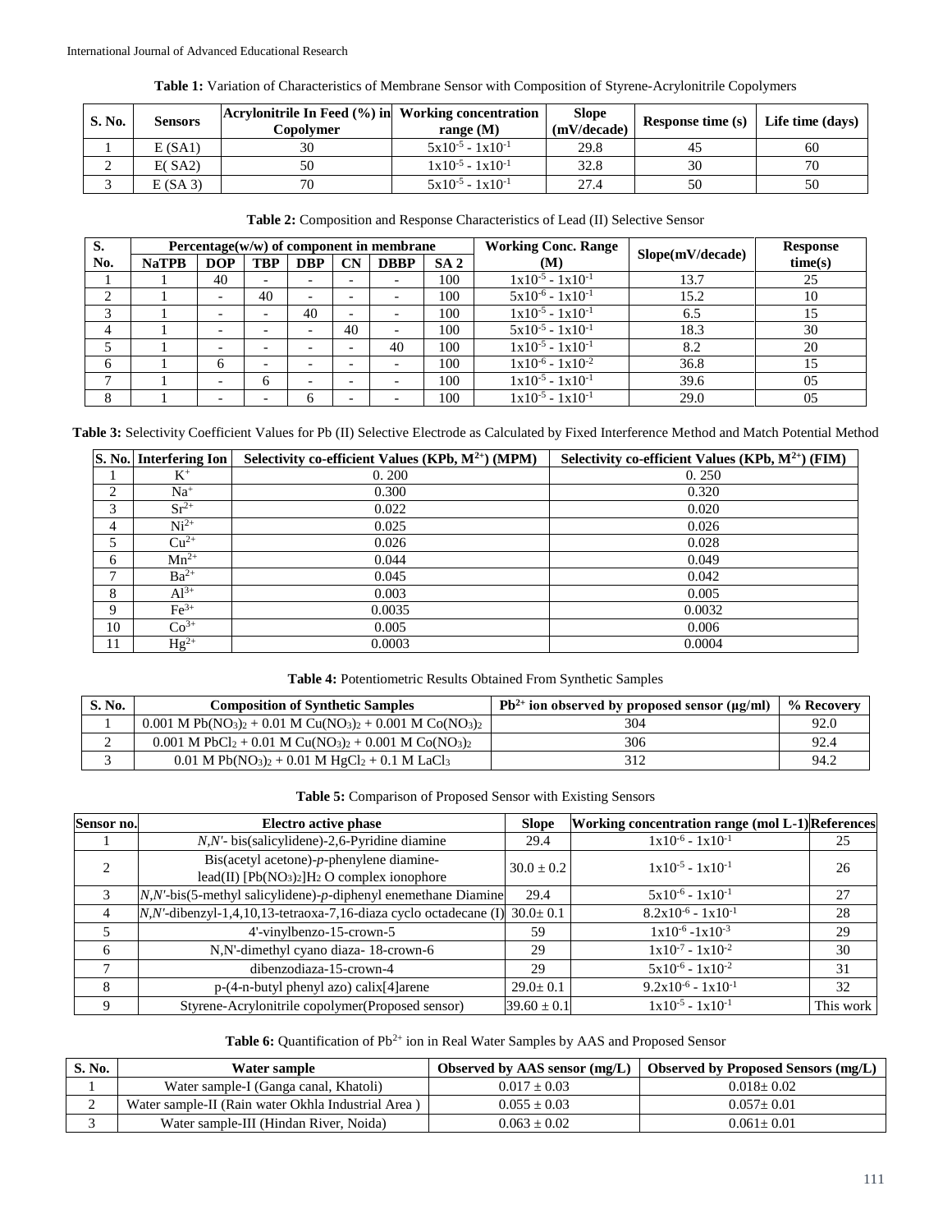**Table 1:** Variation of Characteristics of Membrane Sensor with Composition of Styrene-Acrylonitrile Copolymers

| S. No. | Sensors | Acrylonitrile In Feed (%) in Copolymer | Working concentration range (M) | Slope (mV/decade) | Response time (s) | Life time (days) |
|---|---|---|---|---|---|---|
| 1 | E (SA1) | 30 | $5x10^{-5}$ - $1x10^{-1}$ | 29.8 | 45 | 60 |
| 2 | E( SA2) | 50 | $1x10^{-5}$ - $1x10^{-1}$ | 32.8 | 30 | 70 |
| 3 | E (SA 3) | 70 | $5x10^{-5}$ - $1x10^{-1}$ | 27.4 | 50 | 50 |

**Table 2:** Composition and Response Characteristics of Lead (II) Selective Sensor

| S. No. | Percentage(w/w) of component in membrane | | | | | | | Working Conc. Range (M) | Slope(mV/decade) | Response time(s) |
|---|---|---|---|---|---|---|---|---|---|---|
| | NaTPB | DOP | TBP | DBP | CN | DBBP | SA 2 | | | |
| 1 | 1 | 40 | - | - | - | - | 100 | $1x10^{-5}$ - $1x10^{-1}$ | 13.7 | 25 |
| 2 | 1 | - | 40 | - | - | - | 100 | $5x10^{-6}$ - $1x10^{-1}$ | 15.2 | 10 |
| 3 | 1 | - | - | 40 | - | - | 100 | $1x10^{-5}$ - $1x10^{-1}$ | 6.5 | 15 |
| 4 | 1 | - | - | - | 40 | - | 100 | $5x10^{-5}$ - $1x10^{-1}$ | 18.3 | 30 |
| 5 | 1 | - | - | - | - | 40 | 100 | $1x10^{-5}$ - $1x10^{-1}$ | 8.2 | 20 |
| 6 | 1 | 6 | - | - | - | - | 100 | $1x10^{-6}$ - $1x10^{-2}$ | 36.8 | 15 |
| 7 | 1 | - | 6 | - | - | - | 100 | $1x10^{-5}$ - $1x10^{-1}$ | 39.6 | 05 |
| 8 | 1 | - | - | 6 | - | - | 100 | $1x10^{-5}$ - $1x10^{-1}$ | 29.0 | 05 |

**Table 3:** Selectivity Coefficient Values for Pb (II) Selective Electrode as Calculated by Fixed Interference Method and Match Potential Method

| S. No. | Interfering Ion | Selectivity co-efficient Values (KPb, $M^{2+}$) (MPM) | Selectivity co-efficient Values (KPb, $M^{2+}$) (FIM) |
|---|---|---|---|
| 1 | $K^+$ | 0. 200 | 0. 250 |
| 2 | $Na^+$ | 0.300 | 0.320 |
| 3 | $Sr^{2+}$ | 0.022 | 0.020 |
| 4 | $Ni^{2+}$ | 0.025 | 0.026 |
| 5 | $Cu^{2+}$ | 0.026 | 0.028 |
| 6 | $Mn^{2+}$ | 0.044 | 0.049 |
| 7 | $Ba^{2+}$ | 0.045 | 0.042 |
| 8 | $Al^{3+}$ | 0.003 | 0.005 |
| 9 | $Fe^{3+}$ | 0.0035 | 0.0032 |
| 10 | $Co^{3+}$ | 0.005 | 0.006 |
| 11 | $Hg^{2+}$ | 0.0003 | 0.0004 |

**Table 4:** Potentiometric Results Obtained From Synthetic Samples

| S. No. | Composition of Synthetic Samples | $Pb^{2+}$ ion observed by proposed sensor (μg/ml) | % Recovery |
|---|---|---|---|
| 1 | 0.001 M $Pb(NO_3)_2$ + 0.01 M $Cu(NO_3)_2$ + 0.001 M $Co(NO_3)_2$ | 304 | 92.0 |
| 2 | 0.001 M $PbCl_2$ + 0.01 M $Cu(NO_3)_2$ + 0.001 M $Co(NO_3)_2$ | 306 | 92.4 |
| 3 | 0.01 M $Pb(NO_3)_2$ + 0.01 M $HgCl_2$ + 0.1 M $LaCl_3$ | 312 | 94.2 |

**Table 5:** Comparison of Proposed Sensor with Existing Sensors

| Sensor no. | Electro active phase | Slope | Working concentration range (mol L-1) | References |
|---|---|---|---|---|
| 1 | *N,N'*- bis(salicylidene)-2,6-Pyridine diamine | 29.4 | $1x10^{-6}$ - $1x10^{-1}$ | 25 |
| 2 | Bis(acetyl acetone)-*p*-phenylene diamine-lead(II) $[Pb(NO_3)_2]H_2$ O complex ionophore | 30.0 ± 0.2 | $1x10^{-5}$ - $1x10^{-1}$ | 26 |
| 3 | *N,N'*-bis(5-methyl salicylidene)-*p*-diphenyl enemethane Diamine | 29.4 | $5x10^{-6}$ - $1x10^{-1}$ | 27 |
| 4 | *N,N'*-dibenzyl-1,4,10,13-tetraoxa-7,16-diaza cyclo octadecane (I) | 30.0± 0.1 | $8.2x10^{-6}$ - $1x10^{-1}$ | 28 |
| 5 | 4'-vinylbenzo-15-crown-5 | 59 | $1x10^{-6}$ -$1x10^{-3}$ | 29 |
| 6 | N,N'-dimethyl cyano diaza- 18-crown-6 | 29 | $1x10^{-7}$ - $1x10^{-2}$ | 30 |
| 7 | dibenzodiaza-15-crown-4 | 29 | $5x10^{-6}$ - $1x10^{-2}$ | 31 |
| 8 | p-(4-n-butyl phenyl azo) calix[4]arene | 29.0± 0.1 | $9.2x10^{-6}$ - $1x10^{-1}$ | 32 |
| 9 | Styrene-Acrylonitrile copolymer(Proposed sensor) | 39.60 ± 0.1 | $1x10^{-5}$ - $1x10^{-1}$ | This work |

**Table 6:** Quantification of $Pb^{2+}$ ion in Real Water Samples by AAS and Proposed Sensor

| S. No. | Water sample | Observed by AAS sensor (mg/L) | Observed by Proposed Sensors (mg/L) |
|---|---|---|---|
| 1 | Water sample-I (Ganga canal, Khatoli) | 0.017 ± 0.03 | 0.018± 0.02 |
| 2 | Water sample-II (Rain water Okhla Industrial Area ) | 0.055 ± 0.03 | 0.057± 0.01 |
| 3 | Water sample-III (Hindan River, Noida) | 0.063 ± 0.02 | 0.061± 0.01 |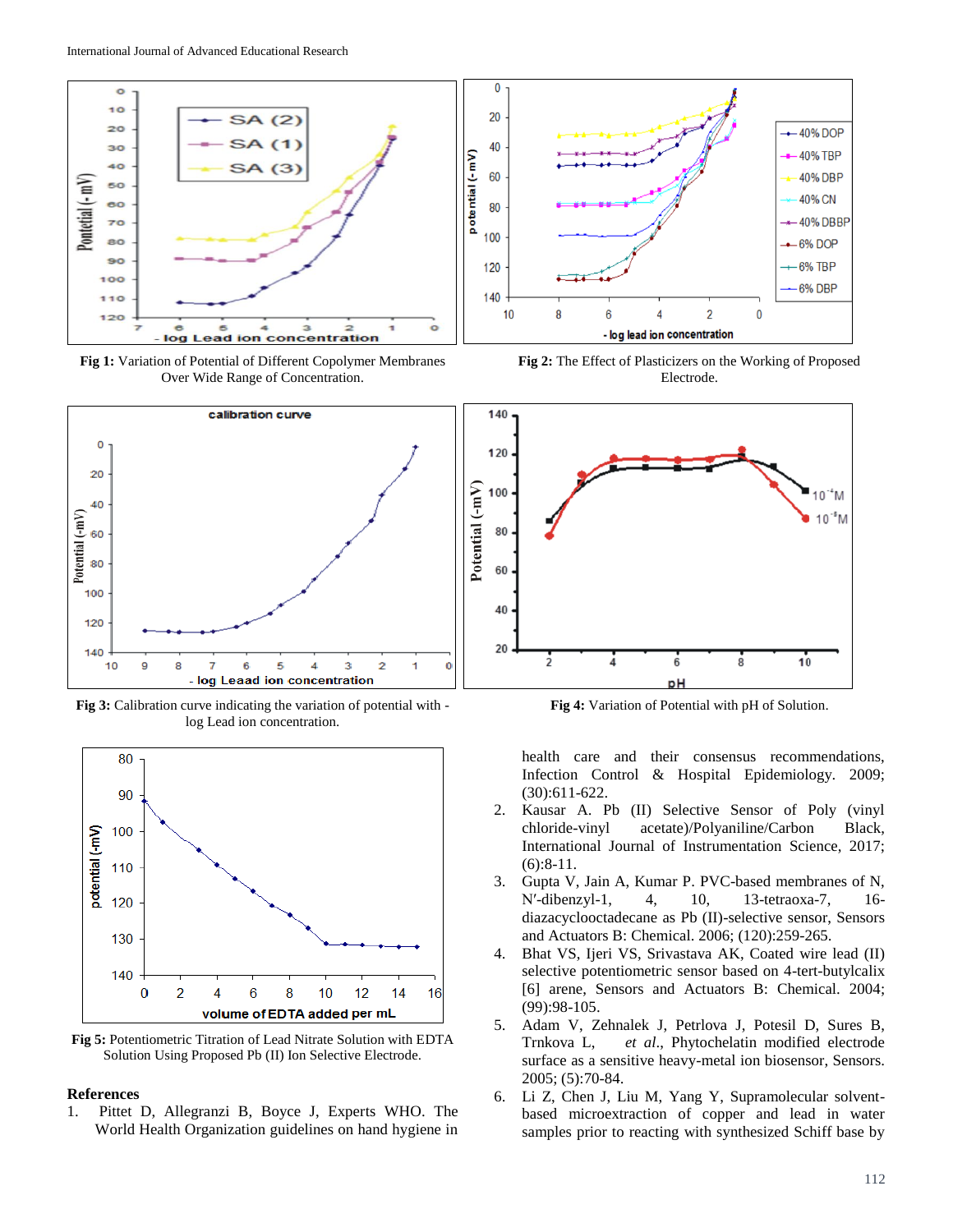**Fig 1:** Variation of Potential of Different Copolymer Membranes Over Wide Range of Concentration.

**Fig 2:** The Effect of Plasticizers on the Working of Proposed Electrode.

**Fig 3:** Calibration curve indicating the variation of potential with - log Lead ion concentration.

**Fig 4:** Variation of Potential with pH of Solution.

**Fig 5:** Potentiometric Titration of Lead Nitrate Solution with EDTA Solution Using Proposed Pb (II) Ion Selective Electrode.

## References

1. Pittet D, Allegranzi B, Boyce J, Experts WHO. The World Health Organization guidelines on hand hygiene in health care and their consensus recommendations, Infection Control & Hospital Epidemiology. 2009; (30):611-622.
2. Kausar A. Pb (II) Selective Sensor of Poly (vinyl chloride-vinyl acetate)/Polyaniline/Carbon Black, International Journal of Instrumentation Science, 2017; (6):8-11.
3. Gupta V, Jain A, Kumar P. PVC-based membranes of N, N′-dibenzyl-1, 4, 10, 13-tetraoxa-7, 16-diazacyclooctadecane as Pb (II)-selective sensor, Sensors and Actuators B: Chemical. 2006; (120):259-265.
4. Bhat VS, Ijeri VS, Srivastava AK, Coated wire lead (II) selective potentiometric sensor based on 4-tert-butylcalix [6] arene, Sensors and Actuators B: Chemical. 2004; (99):98-105.
5. Adam V, Zehnalek J, Petrlova J, Potesil D, Sures B, Trnkova L, *et al*., Phytochelatin modified electrode surface as a sensitive heavy-metal ion biosensor, Sensors. 2005; (5):70-84.
6. Li Z, Chen J, Liu M, Yang Y, Supramolecular solvent-based microextraction of copper and lead in water samples prior to reacting with synthesized Schiff base by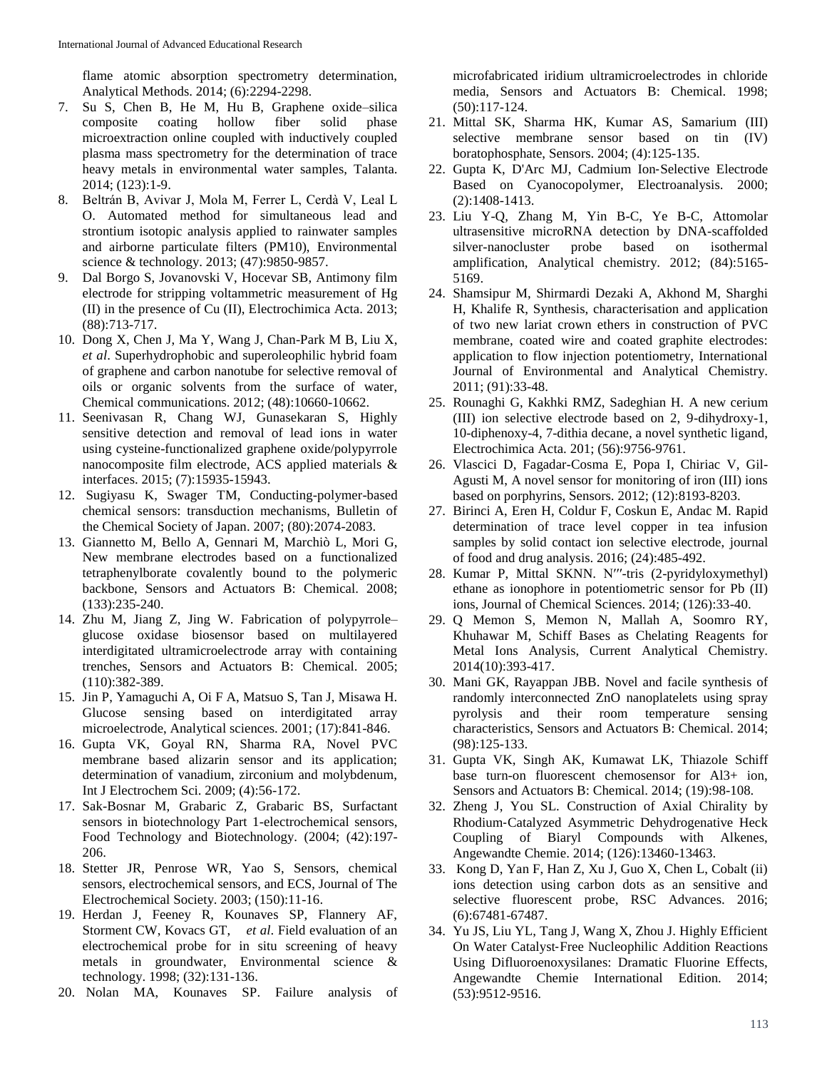flame atomic absorption spectrometry determination, Analytical Methods. 2014; (6):2294-2298.

7. Su S, Chen B, He M, Hu B, Graphene oxide–silica composite coating hollow fiber solid phase microextraction online coupled with inductively coupled plasma mass spectrometry for the determination of trace heavy metals in environmental water samples, Talanta. 2014; (123):1-9.
8. Beltrán B, Avivar J, Mola M, Ferrer L, Cerdà V, Leal L O. Automated method for simultaneous lead and strontium isotopic analysis applied to rainwater samples and airborne particulate filters (PM10), Environmental science & technology. 2013; (47):9850-9857.
9. Dal Borgo S, Jovanovski V, Hocevar SB, Antimony film electrode for stripping voltammetric measurement of Hg (II) in the presence of Cu (II), Electrochimica Acta. 2013; (88):713-717.
10. Dong X, Chen J, Ma Y, Wang J, Chan-Park M B, Liu X, *et al*. Superhydrophobic and superoleophilic hybrid foam of graphene and carbon nanotube for selective removal of oils or organic solvents from the surface of water, Chemical communications. 2012; (48):10660-10662.
11. Seenivasan R, Chang WJ, Gunasekaran S, Highly sensitive detection and removal of lead ions in water using cysteine-functionalized graphene oxide/polypyrrole nanocomposite film electrode, ACS applied materials & interfaces. 2015; (7):15935-15943.
12. Sugiyasu K, Swager TM, Conducting-polymer-based chemical sensors: transduction mechanisms, Bulletin of the Chemical Society of Japan. 2007; (80):2074-2083.
13. Giannetto M, Bello A, Gennari M, Marchiò L, Mori G, New membrane electrodes based on a functionalized tetraphenylborate covalently bound to the polymeric backbone, Sensors and Actuators B: Chemical. 2008; (133):235-240.
14. Zhu M, Jiang Z, Jing W. Fabrication of polypyrrole–glucose oxidase biosensor based on multilayered interdigitated ultramicroelectrode array with containing trenches, Sensors and Actuators B: Chemical. 2005; (110):382-389.
15. Jin P, Yamaguchi A, Oi F A, Matsuo S, Tan J, Misawa H. Glucose sensing based on interdigitated array microelectrode, Analytical sciences. 2001; (17):841-846.
16. Gupta VK, Goyal RN, Sharma RA, Novel PVC membrane based alizarin sensor and its application; determination of vanadium, zirconium and molybdenum, Int J Electrochem Sci. 2009; (4):56-172.
17. Sak-Bosnar M, Grabaric Z, Grabaric BS, Surfactant sensors in biotechnology Part 1-electrochemical sensors, Food Technology and Biotechnology. (2004; (42):197-206.
18. Stetter JR, Penrose WR, Yao S, Sensors, chemical sensors, electrochemical sensors, and ECS, Journal of The Electrochemical Society. 2003; (150):11-16.
19. Herdan J, Feeney R, Kounaves SP, Flannery AF, Storment CW, Kovacs GT, *et al*. Field evaluation of an electrochemical probe for in situ screening of heavy metals in groundwater, Environmental science & technology. 1998; (32):131-136.
20. Nolan MA, Kounaves SP. Failure analysis of microfabricated iridium ultramicroelectrodes in chloride media, Sensors and Actuators B: Chemical. 1998; (50):117-124.
21. Mittal SK, Sharma HK, Kumar AS, Samarium (III) selective membrane sensor based on tin (IV) boratophosphate, Sensors. 2004; (4):125-135.
22. Gupta K, D'Arc MJ, Cadmium Ion‐Selective Electrode Based on Cyanocopolymer, Electroanalysis. 2000; (2):1408-1413.
23. Liu Y-Q, Zhang M, Yin B-C, Ye B-C, Attomolar ultrasensitive microRNA detection by DNA-scaffolded silver-nanocluster probe based on isothermal amplification, Analytical chemistry. 2012; (84):5165-5169.
24. Shamsipur M, Shirmardi Dezaki A, Akhond M, Sharghi H, Khalife R, Synthesis, characterisation and application of two new lariat crown ethers in construction of PVC membrane, coated wire and coated graphite electrodes: application to flow injection potentiometry, International Journal of Environmental and Analytical Chemistry. 2011; (91):33-48.
25. Rounaghi G, Kakhki RMZ, Sadeghian H. A new cerium (III) ion selective electrode based on 2, 9-dihydroxy-1, 10-diphenoxy-4, 7-dithia decane, a novel synthetic ligand, Electrochimica Acta. 201; (56):9756-9761.
26. Vlascici D, Fagadar-Cosma E, Popa I, Chiriac V, Gil-Agusti M, A novel sensor for monitoring of iron (III) ions based on porphyrins, Sensors. 2012; (12):8193-8203.
27. Birinci A, Eren H, Coldur F, Coskun E, Andac M. Rapid determination of trace level copper in tea infusion samples by solid contact ion selective electrode, journal of food and drug analysis. 2016; (24):485-492.
28. Kumar P, Mittal SKNN. N′′′-tris (2-pyridyloxymethyl) ethane as ionophore in potentiometric sensor for Pb (II) ions, Journal of Chemical Sciences. 2014; (126):33-40.
29. Q Memon S, Memon N, Mallah A, Soomro RY, Khuhawar M, Schiff Bases as Chelating Reagents for Metal Ions Analysis, Current Analytical Chemistry. 2014(10):393-417.
30. Mani GK, Rayappan JBB. Novel and facile synthesis of randomly interconnected ZnO nanoplatelets using spray pyrolysis and their room temperature sensing characteristics, Sensors and Actuators B: Chemical. 2014; (98):125-133.
31. Gupta VK, Singh AK, Kumawat LK, Thiazole Schiff base turn-on fluorescent chemosensor for Al3+ ion, Sensors and Actuators B: Chemical. 2014; (19):98-108.
32. Zheng J, You SL. Construction of Axial Chirality by Rhodium‐Catalyzed Asymmetric Dehydrogenative Heck Coupling of Biaryl Compounds with Alkenes, Angewandte Chemie. 2014; (126):13460-13463.
33. Kong D, Yan F, Han Z, Xu J, Guo X, Chen L, Cobalt (ii) ions detection using carbon dots as an sensitive and selective fluorescent probe, RSC Advances. 2016; (6):67481-67487.
34. Yu JS, Liu YL, Tang J, Wang X, Zhou J. Highly Efficient On Water Catalyst‐Free Nucleophilic Addition Reactions Using Difluoroenoxysilanes: Dramatic Fluorine Effects, Angewandte Chemie International Edition. 2014; (53):9512-9516.